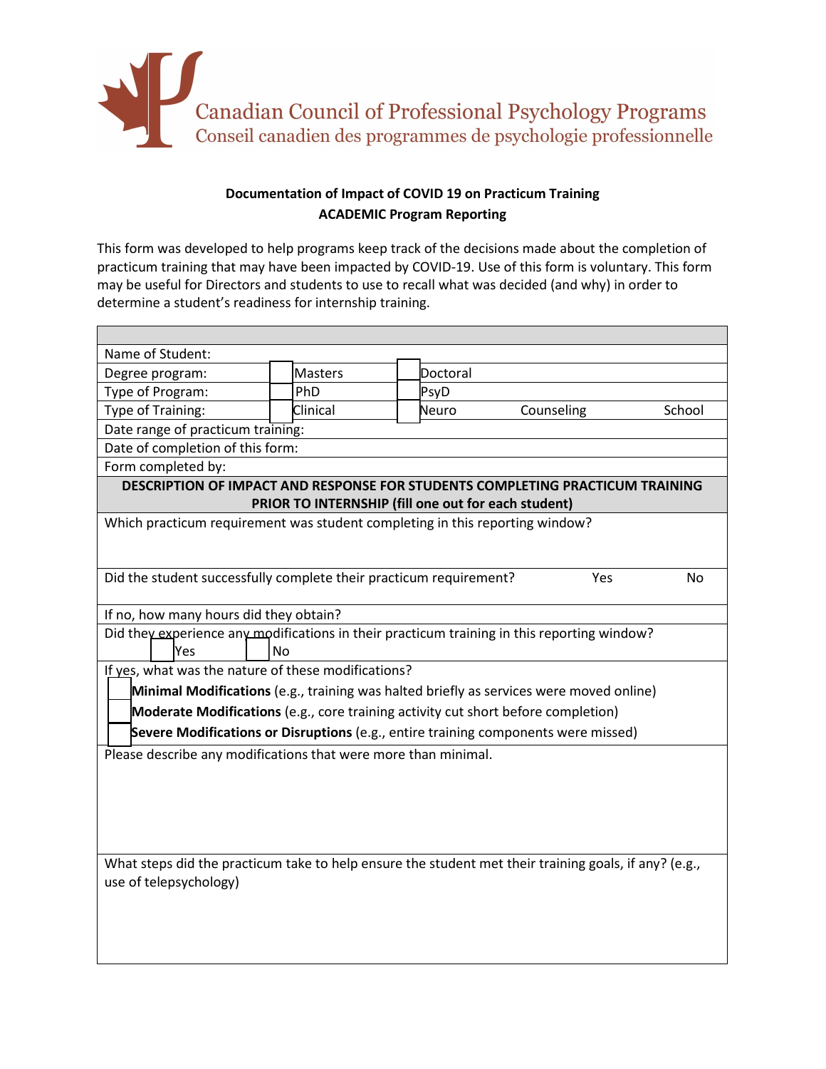Canadian Council of Professional Psychology Programs
Conseil canadien des programmes de psychologie professionnelle

**Documentation of Impact of COVID 19 on Practicum Training**
**ACADEMIC Program Reporting**

This form was developed to help programs keep track of the decisions made about the completion of practicum training that may have been impacted by COVID-19. Use of this form is voluntary. This form may be useful for Directors and students to use to recall what was decided (and why) in order to determine a student's readiness for internship training.

| | | | | |
|---|---|---|---|---|
| Name of Student: | | | | |
| Degree program: | ☐ Masters | ☐ Doctoral | | |
| Type of Program: | ☐ PhD | ☐ PsyD | | |
| Type of Training: | ☐ Clinical | ☐ Neuro | Counseling | School |
| Date range of practicum training: | | | | |
| Date of completion of this form: | | | | |
| Form completed by: | | | | |

| **DESCRIPTION OF IMPACT AND RESPONSE FOR STUDENTS COMPLETING PRACTICUM TRAINING PRIOR TO INTERNSHIP (fill one out for each student)** |
|---|
| Which practicum requirement was student completing in this reporting window? |
| Did the student successfully complete their practicum requirement? Yes No |
| If no, how many hours did they obtain? |
| Did they experience any modifications in their practicum training in this reporting window? ☐ Yes ☐ No |
| If yes, what was the nature of these modifications?<br>☐ **Minimal Modifications** (e.g., training was halted briefly as services were moved online)<br>☐ **Moderate Modifications** (e.g., core training activity cut short before completion)<br>☐ **Severe Modifications or Disruptions** (e.g., entire training components were missed) |
| Please describe any modifications that were more than minimal. |
| What steps did the practicum take to help ensure the student met their training goals, if any? (e.g., use of telepsychology) |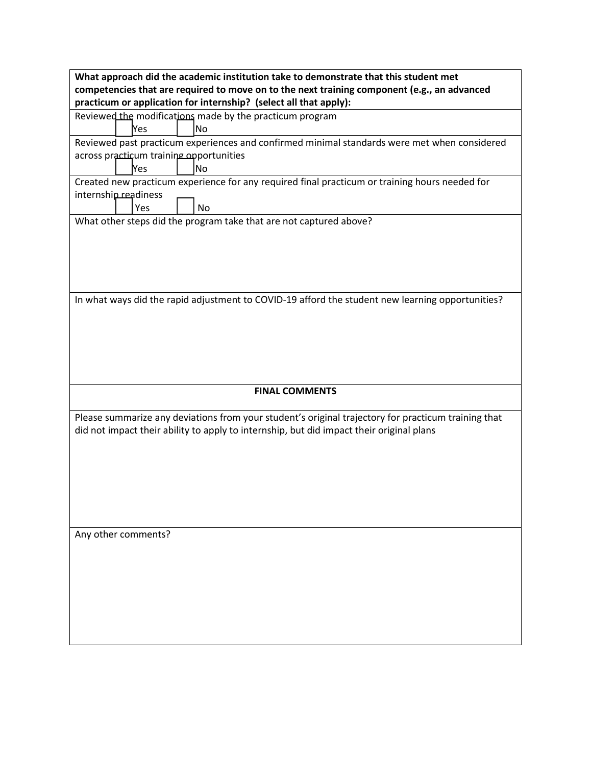**What approach did the academic institution take to demonstrate that this student met competencies that are required to move on to the next training component (e.g., an advanced practicum or application for internship? (select all that apply):**

Reviewed the modifications made by the practicum program

☐ Yes ☐ No

Reviewed past practicum experiences and confirmed minimal standards were met when considered across practicum training opportunities

☐ Yes ☐ No

Created new practicum experience for any required final practicum or training hours needed for internship readiness

☐ Yes ☐ No

What other steps did the program take that are not captured above?

In what ways did the rapid adjustment to COVID-19 afford the student new learning opportunities?

**FINAL COMMENTS**

Please summarize any deviations from your student's original trajectory for practicum training that did not impact their ability to apply to internship, but did impact their original plans

Any other comments?